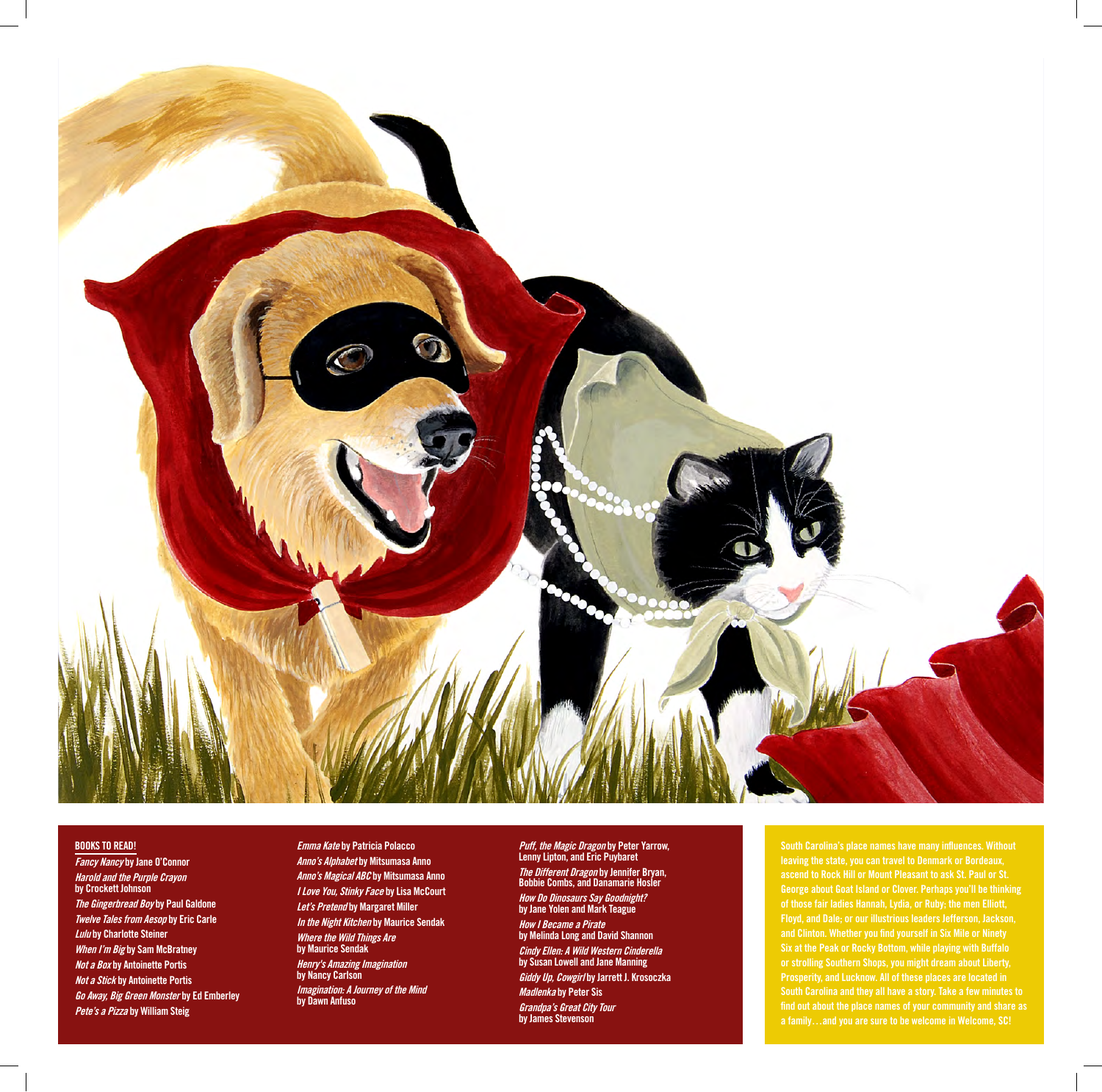## BOOKS TO READ!

*Fancy Nancy* by Jane O'Connor
*Harold and the Purple Crayon* by Crockett Johnson
*The Gingerbread Boy* by Paul Galdone
*Twelve Tales from Aesop* by Eric Carle
*Lulu* by Charlotte Steiner
*When I'm Big* by Sam McBratney
*Not a Box* by Antoinette Portis
*Not a Stick* by Antoinette Portis
*Go Away, Big Green Monster* by Ed Emberley
*Pete's a Pizza* by William Steig
*Emma Kate* by Patricia Polacco
*Anno's Alphabet* by Mitsumasa Anno
*Anno's Magical ABC* by Mitsumasa Anno
*I Love You, Stinky Face* by Lisa McCourt
*Let's Pretend* by Margaret Miller
*In the Night Kitchen* by Maurice Sendak
*Where the Wild Things Are* by Maurice Sendak
*Henry's Amazing Imagination* by Nancy Carlson
*Imagination: A Journey of the Mind* by Dawn Anfuso
*Puff, the Magic Dragon* by Peter Yarrow, Lenny Lipton, and Eric Puybaret
*The Different Dragon* by Jennifer Bryan, Bobbie Combs, and Danamarie Hosler
*How Do Dinosaurs Say Goodnight?* by Jane Yolen and Mark Teague
*How I Became a Pirate* by Melinda Long and David Shannon
*Cindy Ellen: A Wild Western Cinderella* by Susan Lowell and Jane Manning
*Giddy Up, Cowgirl* by Jarrett J. Krosoczka
*Madlenka* by Peter Sis
*Grandpa's Great City Tour* by James Stevenson

South Carolina's place names have many influences. Without leaving the state, you can travel to Denmark or Bordeaux, ascend to Rock Hill or Mount Pleasant to ask St. Paul or St. George about Goat Island or Clover. Perhaps you'll be thinking of those fair ladies Hannah, Lydia, or Ruby; the men Elliott, Floyd, and Dale; or our illustrious leaders Jefferson, Jackson, and Clinton. Whether you find yourself in Six Mile or Ninety Six at the Peak or Rocky Bottom, while playing with Buffalo or strolling Southern Shops, you might dream about Liberty, Prosperity, and Lucknow. All of these places are located in South Carolina and they all have a story. Take a few minutes to find out about the place names of your community and share as a family…and you are sure to be welcome in Welcome, SC!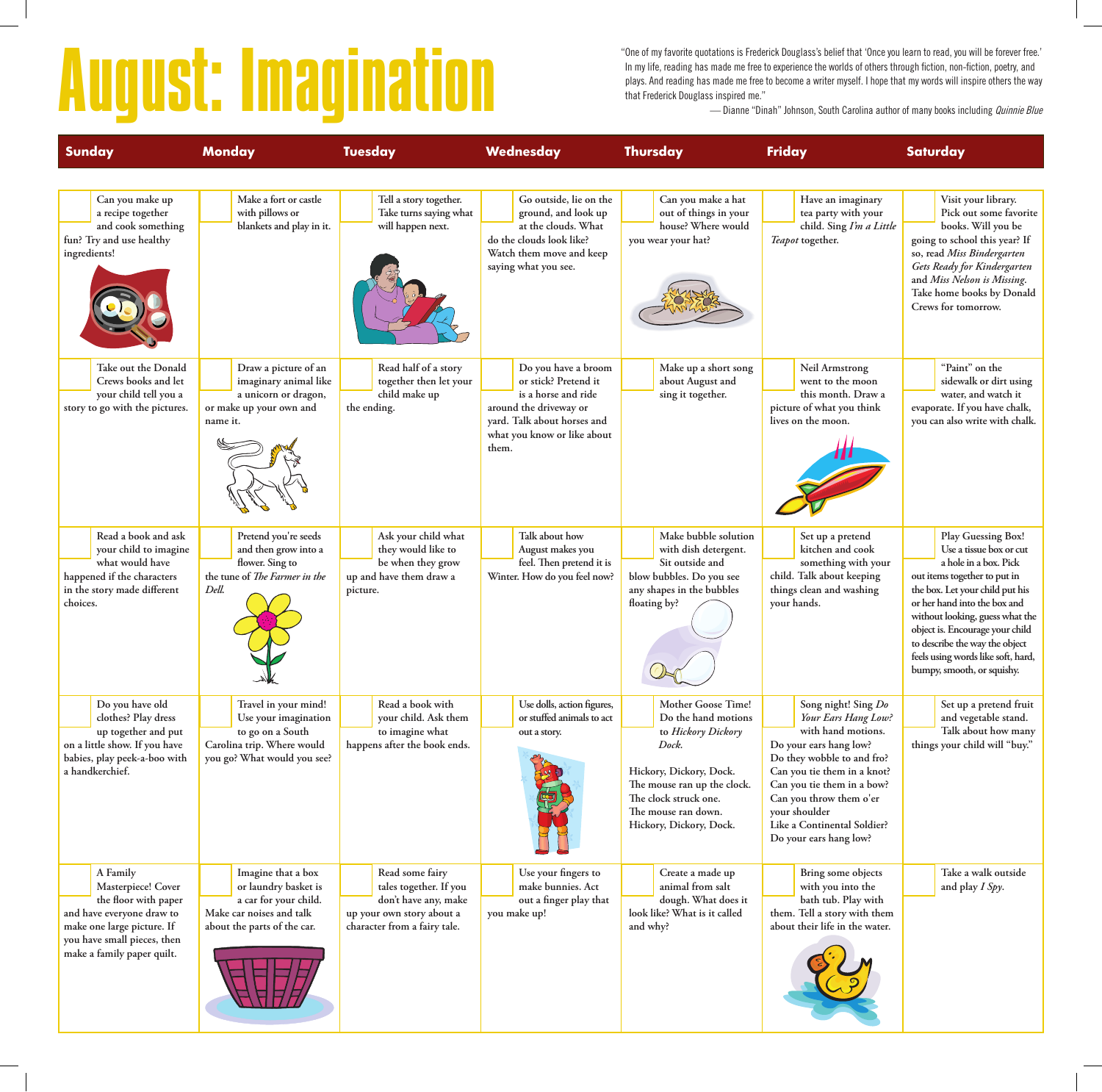# August: Imagination

"One of my favorite quotations is Frederick Douglass's belief that 'Once you learn to read, you will be forever free.' In my life, reading has made me free to experience the worlds of others through fiction, non-fiction, poetry, and plays. And reading has made me free to become a writer myself. I hope that my words will inspire others the way that Frederick Douglass inspired me."

— Dianne "Dinah" Johnson, South Carolina author of many books including *Quinnie Blue*

| Sunday | Monday | Tuesday | Wednesday | Thursday | Friday | Saturday |
|---|---|---|---|---|---|---|
| Can you make up a recipe together and cook something fun? Try and use healthy ingredients! | Make a fort or castle with pillows or blankets and play in it. | Tell a story together. Take turns saying what will happen next. | Go outside, lie on the ground, and look up at the clouds. What do the clouds look like? Watch them move and keep saying what you see. | Can you make a hat out of things in your house? Where would you wear your hat? | Have an imaginary tea party with your child. Sing *I'm a Little Teapot* together. | Visit your library. Pick out some favorite books. Will you be going to school this year? If so, read *Miss Bindergarten Gets Ready for Kindergarten* and *Miss Nelson is Missing*. Take home books by Donald Crews for tomorrow. |
| Take out the Donald Crews books and let your child tell you a story to go with the pictures. | Draw a picture of an imaginary animal like a unicorn or dragon, or make up your own and name it. | Read half of a story together then let your child make up the ending. | Do you have a broom or stick? Pretend it is a horse and ride around the driveway or yard. Talk about horses and what you know or like about them. | Make up a short song about August and sing it together. | Neil Armstrong went to the moon this month. Draw a picture of what you think lives on the moon. | "Paint" on the sidewalk or dirt using water, and watch it evaporate. If you have chalk, you can also write with chalk. |
| Read a book and ask your child to imagine what would have happened if the characters in the story made different choices. | Pretend you're seeds and then grow into a flower. Sing to the tune of *The Farmer in the Dell.* | Ask your child what they would like to be when they grow up and have them draw a picture. | Talk about how August makes you feel. Then pretend it is Winter. How do you feel now? | Make bubble solution with dish detergent. Sit outside and blow bubbles. Do you see any shapes in the bubbles floating by? | Set up a pretend kitchen and cook something with your child. Talk about keeping things clean and washing your hands. | Play Guessing Box! Use a tissue box or cut a hole in a box. Pick out items together to put in the box. Let your child put his or her hand into the box and without looking, guess what the object is. Encourage your child to describe the way the object feels using words like soft, hard, bumpy, smooth, or squishy. |
| Do you have old clothes? Play dress up together and put on a little show. If you have babies, play peek-a-boo with a handkerchief. | Travel in your mind! Use your imagination to go on a South Carolina trip. Where would you go? What would you see? | Read a book with your child. Ask them to imagine what happens after the book ends. | Use dolls, action figures, or stuffed animals to act out a story. | Mother Goose Time! Do the hand motions to *Hickory Dickory Dock.*<br><br>Hickory, Dickory, Dock.<br>The mouse ran up the clock.<br>The clock struck one.<br>The mouse ran down.<br>Hickory, Dickory, Dock. | Song night! Sing *Do Your Ears Hang Low?* with hand motions.<br>Do your ears hang low?<br>Do they wobble to and fro?<br>Can you tie them in a knot?<br>Can you tie them in a bow?<br>Can you throw them o'er your shoulder<br>Like a Continental Soldier?<br>Do your ears hang low? | Set up a pretend fruit and vegetable stand. Talk about how many things your child will "buy." |
| A Family Masterpiece! Cover the floor with paper and have everyone draw to make one large picture. If you have small pieces, then make a family paper quilt. | Imagine that a box or laundry basket is a car for your child. Make car noises and talk about the parts of the car. | Read some fairy tales together. If you don't have any, make up your own story about a character from a fairy tale. | Use your fingers to make bunnies. Act out a finger play that you make up! | Create a made up animal from salt dough. What does it look like? What is it called and why? | Bring some objects with you into the bath tub. Play with them. Tell a story with them about their life in the water. | Take a walk outside and play *I Spy*. |